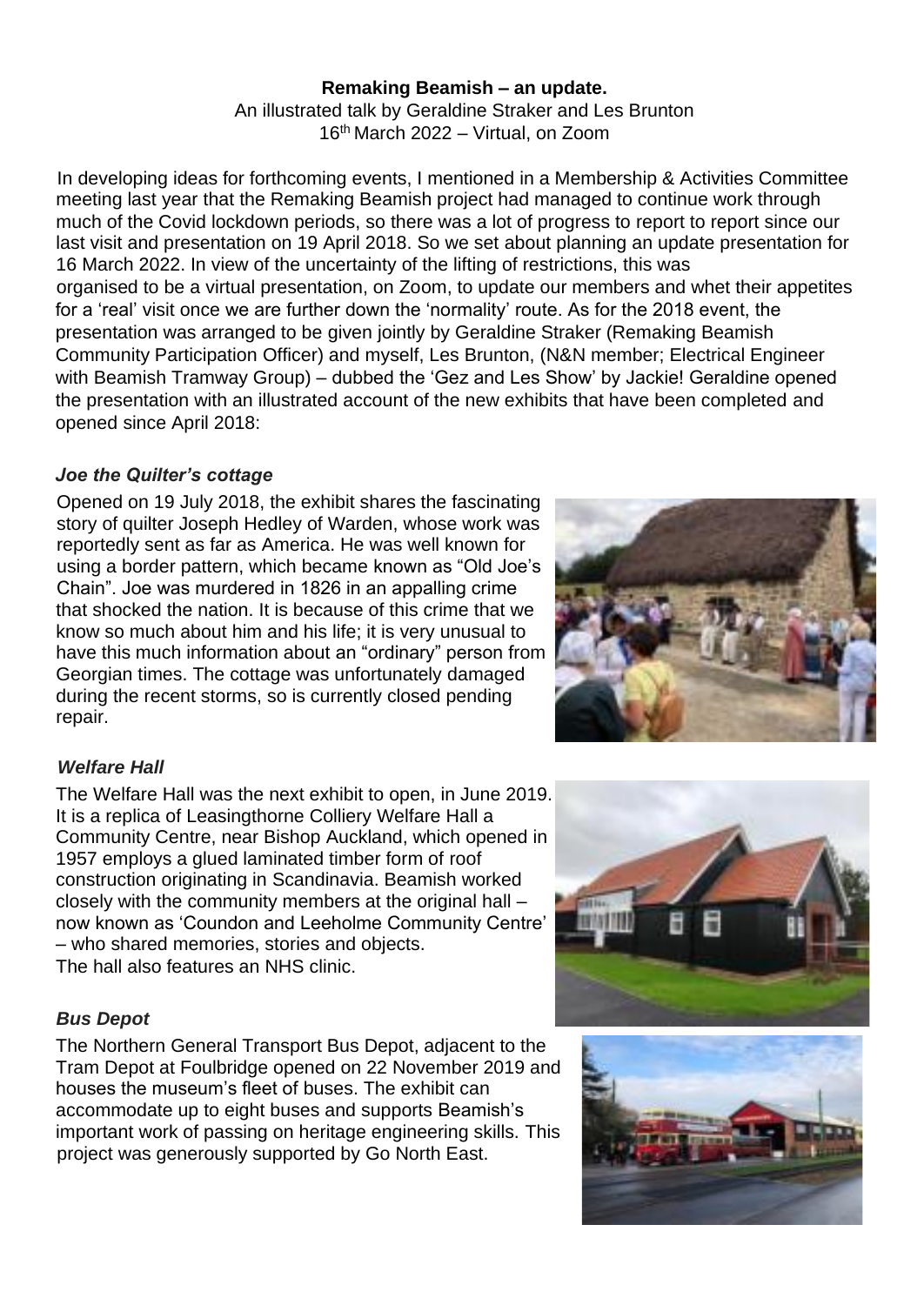**Remaking Beamish – an update.**

An illustrated talk by Geraldine Straker and Les Brunton

16th March 2022 – Virtual, on Zoom

In developing ideas for forthcoming events, I mentioned in a Membership & Activities Committee meeting last year that the Remaking Beamish project had managed to continue work through much of the Covid lockdown periods, so there was a lot of progress to report to report since our last visit and presentation on 19 April 2018. So we set about planning an update presentation for 16 March 2022. In view of the uncertainty of the lifting of restrictions, this was organised to be a virtual presentation, on Zoom, to update our members and whet their appetites for a 'real' visit once we are further down the 'normality' route. As for the 2018 event, the presentation was arranged to be given jointly by Geraldine Straker (Remaking Beamish Community Participation Officer) and myself, Les Brunton, (N&N member; Electrical Engineer with Beamish Tramway Group) – dubbed the 'Gez and Les Show' by Jackie! Geraldine opened the presentation with an illustrated account of the new exhibits that have been completed and opened since April 2018:

### *Joe the Quilter's cottage*

Opened on 19 July 2018, the exhibit shares the fascinating story of quilter Joseph Hedley of Warden, whose work was reportedly sent as far as America. He was well known for using a border pattern, which became known as "Old Joe's Chain". Joe was murdered in 1826 in an appalling crime that shocked the nation. It is because of this crime that we know so much about him and his life; it is very unusual to have this much information about an "ordinary" person from Georgian times. The cottage was unfortunately damaged during the recent storms, so is currently closed pending repair.

### *Welfare Hall*

The Welfare Hall was the next exhibit to open, in June 2019. It is a replica of Leasingthorne Colliery Welfare Hall a Community Centre, near Bishop Auckland, which opened in 1957 employs a glued laminated timber form of roof construction originating in Scandinavia. Beamish worked closely with the community members at the original hall – now known as 'Coundon and Leeholme Community Centre' – who shared memories, stories and objects.
The hall also features an NHS clinic.

### *Bus Depot*

The Northern General Transport Bus Depot, adjacent to the Tram Depot at Foulbridge opened on 22 November 2019 and houses the museum's fleet of buses. The exhibit can accommodate up to eight buses and supports Beamish's important work of passing on heritage engineering skills. This project was generously supported by Go North East.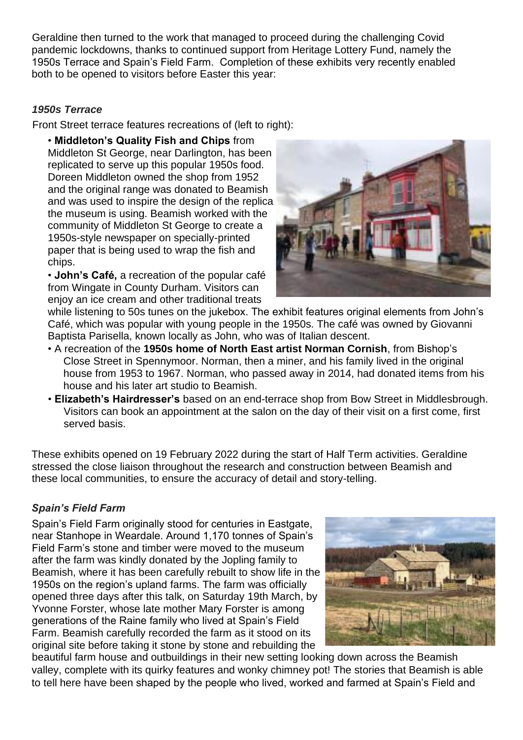Geraldine then turned to the work that managed to proceed during the challenging Covid pandemic lockdowns, thanks to continued support from Heritage Lottery Fund, namely the 1950s Terrace and Spain's Field Farm. Completion of these exhibits very recently enabled both to be opened to visitors before Easter this year:

### *1950s Terrace*

Front Street terrace features recreations of (left to right):

- **Middleton's Quality Fish and Chips** from Middleton St George, near Darlington, has been replicated to serve up this popular 1950s food. Doreen Middleton owned the shop from 1952 and the original range was donated to Beamish and was used to inspire the design of the replica the museum is using. Beamish worked with the community of Middleton St George to create a 1950s-style newspaper on specially-printed paper that is being used to wrap the fish and chips.
- **John's Café,** a recreation of the popular café from Wingate in County Durham. Visitors can enjoy an ice cream and other traditional treats while listening to 50s tunes on the jukebox. The exhibit features original elements from John's Café, which was popular with young people in the 1950s. The café was owned by Giovanni Baptista Parisella, known locally as John, who was of Italian descent.
- A recreation of the **1950s home of North East artist Norman Cornish**, from Bishop's Close Street in Spennymoor. Norman, then a miner, and his family lived in the original house from 1953 to 1967. Norman, who passed away in 2014, had donated items from his house and his later art studio to Beamish.
- **Elizabeth's Hairdresser's** based on an end-terrace shop from Bow Street in Middlesbrough. Visitors can book an appointment at the salon on the day of their visit on a first come, first served basis.

These exhibits opened on 19 February 2022 during the start of Half Term activities. Geraldine stressed the close liaison throughout the research and construction between Beamish and these local communities, to ensure the accuracy of detail and story-telling.

### *Spain's Field Farm*

Spain's Field Farm originally stood for centuries in Eastgate, near Stanhope in Weardale. Around 1,170 tonnes of Spain's Field Farm's stone and timber were moved to the museum after the farm was kindly donated by the Jopling family to Beamish, where it has been carefully rebuilt to show life in the 1950s on the region's upland farms. The farm was officially opened three days after this talk, on Saturday 19th March, by Yvonne Forster, whose late mother Mary Forster is among generations of the Raine family who lived at Spain's Field Farm. Beamish carefully recorded the farm as it stood on its original site before taking it stone by stone and rebuilding the beautiful farm house and outbuildings in their new setting looking down across the Beamish valley, complete with its quirky features and wonky chimney pot! The stories that Beamish is able to tell here have been shaped by the people who lived, worked and farmed at Spain's Field and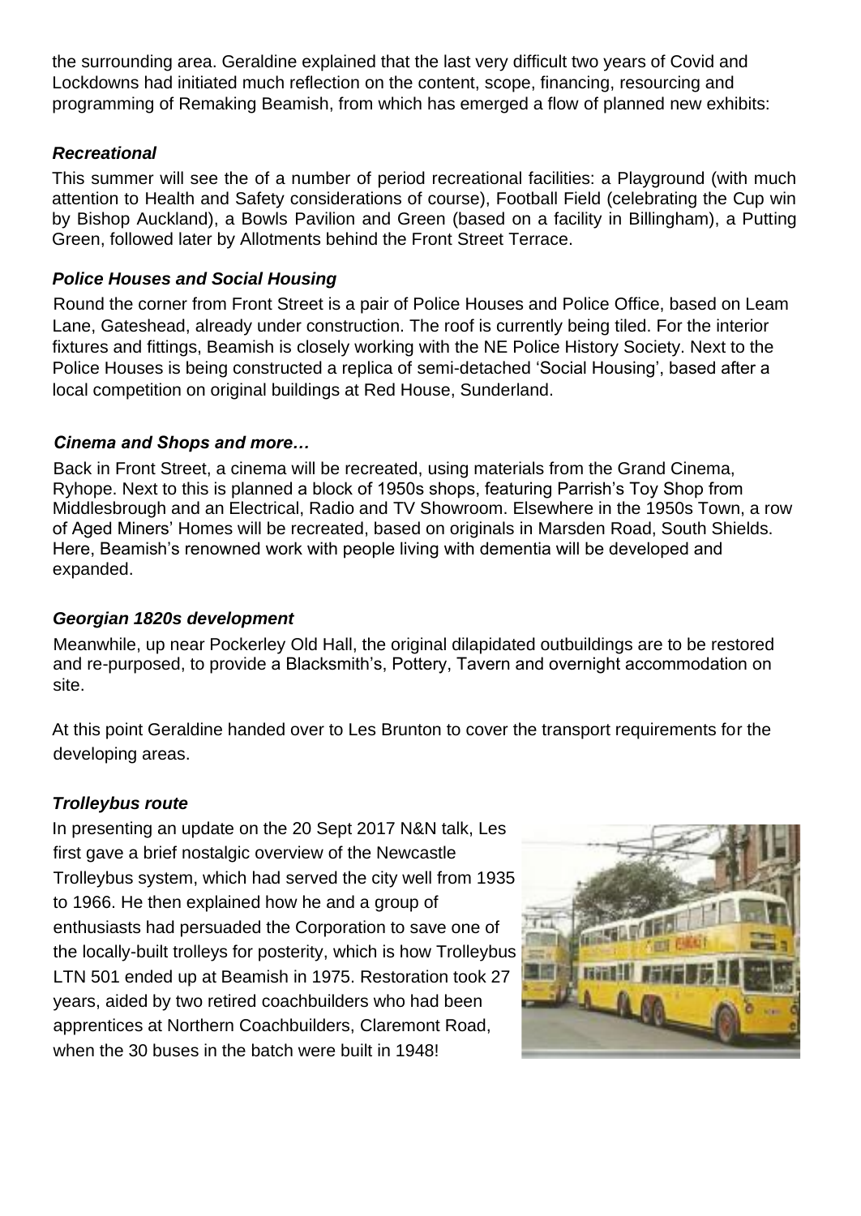the surrounding area. Geraldine explained that the last very difficult two years of Covid and Lockdowns had initiated much reflection on the content, scope, financing, resourcing and programming of Remaking Beamish, from which has emerged a flow of planned new exhibits:

### *Recreational*

This summer will see the of a number of period recreational facilities: a Playground (with much attention to Health and Safety considerations of course), Football Field (celebrating the Cup win by Bishop Auckland), a Bowls Pavilion and Green (based on a facility in Billingham), a Putting Green, followed later by Allotments behind the Front Street Terrace.

### *Police Houses and Social Housing*

Round the corner from Front Street is a pair of Police Houses and Police Office, based on Leam Lane, Gateshead, already under construction. The roof is currently being tiled. For the interior fixtures and fittings, Beamish is closely working with the NE Police History Society. Next to the Police Houses is being constructed a replica of semi-detached 'Social Housing', based after a local competition on original buildings at Red House, Sunderland.

### *Cinema and Shops and more…*

Back in Front Street, a cinema will be recreated, using materials from the Grand Cinema, Ryhope. Next to this is planned a block of 1950s shops, featuring Parrish's Toy Shop from Middlesbrough and an Electrical, Radio and TV Showroom. Elsewhere in the 1950s Town, a row of Aged Miners' Homes will be recreated, based on originals in Marsden Road, South Shields. Here, Beamish's renowned work with people living with dementia will be developed and expanded.

### *Georgian 1820s development*

Meanwhile, up near Pockerley Old Hall, the original dilapidated outbuildings are to be restored and re-purposed, to provide a Blacksmith's, Pottery, Tavern and overnight accommodation on site.

At this point Geraldine handed over to Les Brunton to cover the transport requirements for the developing areas.

### *Trolleybus route*

In presenting an update on the 20 Sept 2017 N&N talk, Les first gave a brief nostalgic overview of the Newcastle Trolleybus system, which had served the city well from 1935 to 1966. He then explained how he and a group of enthusiasts had persuaded the Corporation to save one of the locally-built trolleys for posterity, which is how Trolleybus LTN 501 ended up at Beamish in 1975. Restoration took 27 years, aided by two retired coachbuilders who had been apprentices at Northern Coachbuilders, Claremont Road, when the 30 buses in the batch were built in 1948!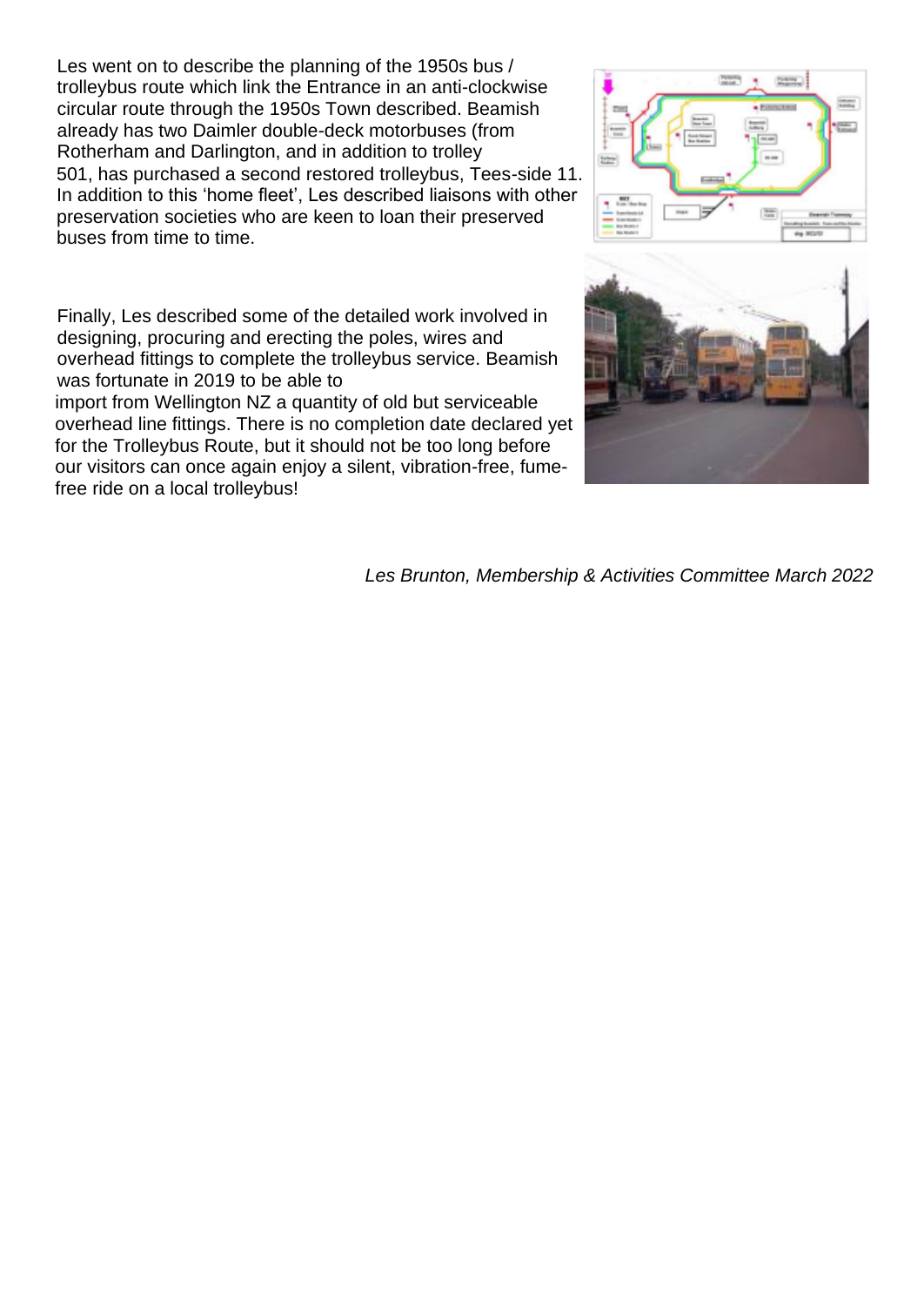Les went on to describe the planning of the 1950s bus / trolleybus route which link the Entrance in an anti-clockwise circular route through the 1950s Town described. Beamish already has two Daimler double-deck motorbuses (from Rotherham and Darlington, and in addition to trolley 501, has purchased a second restored trolleybus, Tees-side 11. In addition to this 'home fleet', Les described liaisons with other preservation societies who are keen to loan their preserved buses from time to time.

Finally, Les described some of the detailed work involved in designing, procuring and erecting the poles, wires and overhead fittings to complete the trolleybus service. Beamish was fortunate in 2019 to be able to import from Wellington NZ a quantity of old but serviceable overhead line fittings. There is no completion date declared yet for the Trolleybus Route, but it should not be too long before our visitors can once again enjoy a silent, vibration-free, fume-free ride on a local trolleybus!

*Les Brunton, Membership & Activities Committee March 2022*